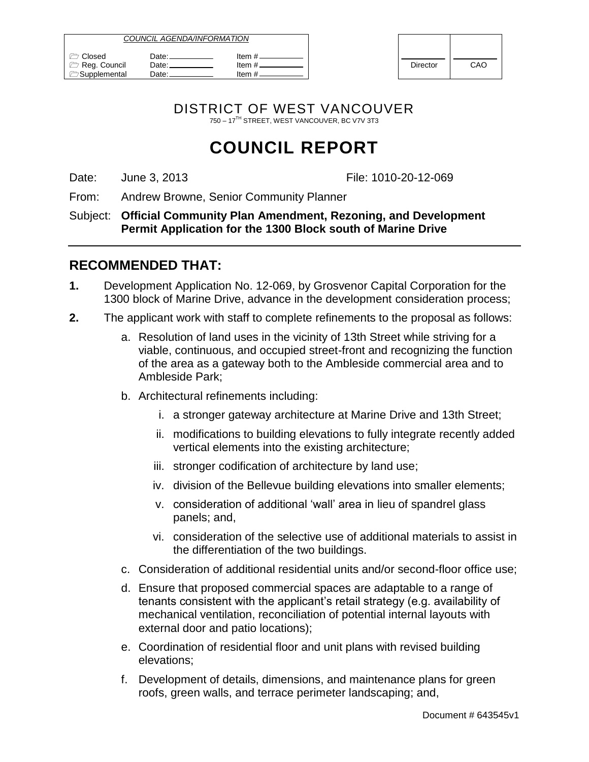| COUNCIL AGENDA/INFORMATION | | |
|---|---|---|
| Closed | Date: | Item # |
| Reg. Council | Date: | Item # |
| Supplemental | Date: | Item # |

| Director | CAO |
|---|---|

DISTRICT OF WEST VANCOUVER

750 – 17TH STREET, WEST VANCOUVER, BC V7V 3T3

# COUNCIL REPORT

Date: June 3, 2013 File: 1010-20-12-069

From: Andrew Browne, Senior Community Planner

Subject: **Official Community Plan Amendment, Rezoning, and Development Permit Application for the 1300 Block south of Marine Drive**

## RECOMMENDED THAT:

**1.** Development Application No. 12-069, by Grosvenor Capital Corporation for the 1300 block of Marine Drive, advance in the development consideration process;

**2.** The applicant work with staff to complete refinements to the proposal as follows:

a. Resolution of land uses in the vicinity of 13th Street while striving for a viable, continuous, and occupied street-front and recognizing the function of the area as a gateway both to the Ambleside commercial area and to Ambleside Park;

b. Architectural refinements including:

i. a stronger gateway architecture at Marine Drive and 13th Street;

ii. modifications to building elevations to fully integrate recently added vertical elements into the existing architecture;

iii. stronger codification of architecture by land use;

iv. division of the Bellevue building elevations into smaller elements;

v. consideration of additional 'wall' area in lieu of spandrel glass panels; and,

vi. consideration of the selective use of additional materials to assist in the differentiation of the two buildings.

c. Consideration of additional residential units and/or second-floor office use;

d. Ensure that proposed commercial spaces are adaptable to a range of tenants consistent with the applicant's retail strategy (e.g. availability of mechanical ventilation, reconciliation of potential internal layouts with external door and patio locations);

e. Coordination of residential floor and unit plans with revised building elevations;

f. Development of details, dimensions, and maintenance plans for green roofs, green walls, and terrace perimeter landscaping; and,

Document # 643545v1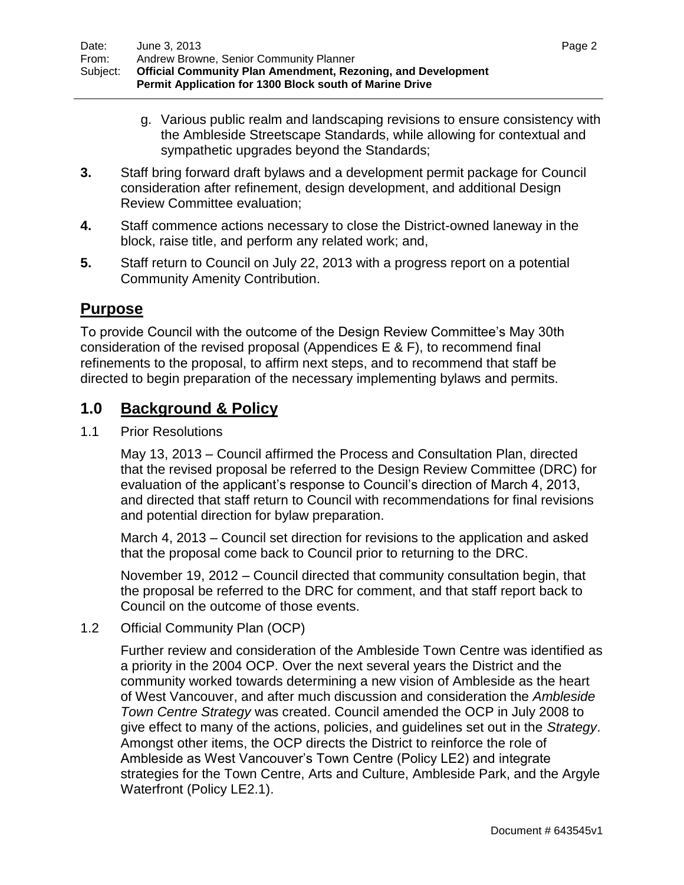g. Various public realm and landscaping revisions to ensure consistency with the Ambleside Streetscape Standards, while allowing for contextual and sympathetic upgrades beyond the Standards;

**3.** Staff bring forward draft bylaws and a development permit package for Council consideration after refinement, design development, and additional Design Review Committee evaluation;

**4.** Staff commence actions necessary to close the District-owned laneway in the block, raise title, and perform any related work; and,

**5.** Staff return to Council on July 22, 2013 with a progress report on a potential Community Amenity Contribution.

## Purpose

To provide Council with the outcome of the Design Review Committee's May 30th consideration of the revised proposal (Appendices E & F), to recommend final refinements to the proposal, to affirm next steps, and to recommend that staff be directed to begin preparation of the necessary implementing bylaws and permits.

## 1.0 Background & Policy

1.1 Prior Resolutions

May 13, 2013 – Council affirmed the Process and Consultation Plan, directed that the revised proposal be referred to the Design Review Committee (DRC) for evaluation of the applicant's response to Council's direction of March 4, 2013, and directed that staff return to Council with recommendations for final revisions and potential direction for bylaw preparation.

March 4, 2013 – Council set direction for revisions to the application and asked that the proposal come back to Council prior to returning to the DRC.

November 19, 2012 – Council directed that community consultation begin, that the proposal be referred to the DRC for comment, and that staff report back to Council on the outcome of those events.

1.2 Official Community Plan (OCP)

Further review and consideration of the Ambleside Town Centre was identified as a priority in the 2004 OCP. Over the next several years the District and the community worked towards determining a new vision of Ambleside as the heart of West Vancouver, and after much discussion and consideration the *Ambleside Town Centre Strategy* was created. Council amended the OCP in July 2008 to give effect to many of the actions, policies, and guidelines set out in the *Strategy*. Amongst other items, the OCP directs the District to reinforce the role of Ambleside as West Vancouver's Town Centre (Policy LE2) and integrate strategies for the Town Centre, Arts and Culture, Ambleside Park, and the Argyle Waterfront (Policy LE2.1).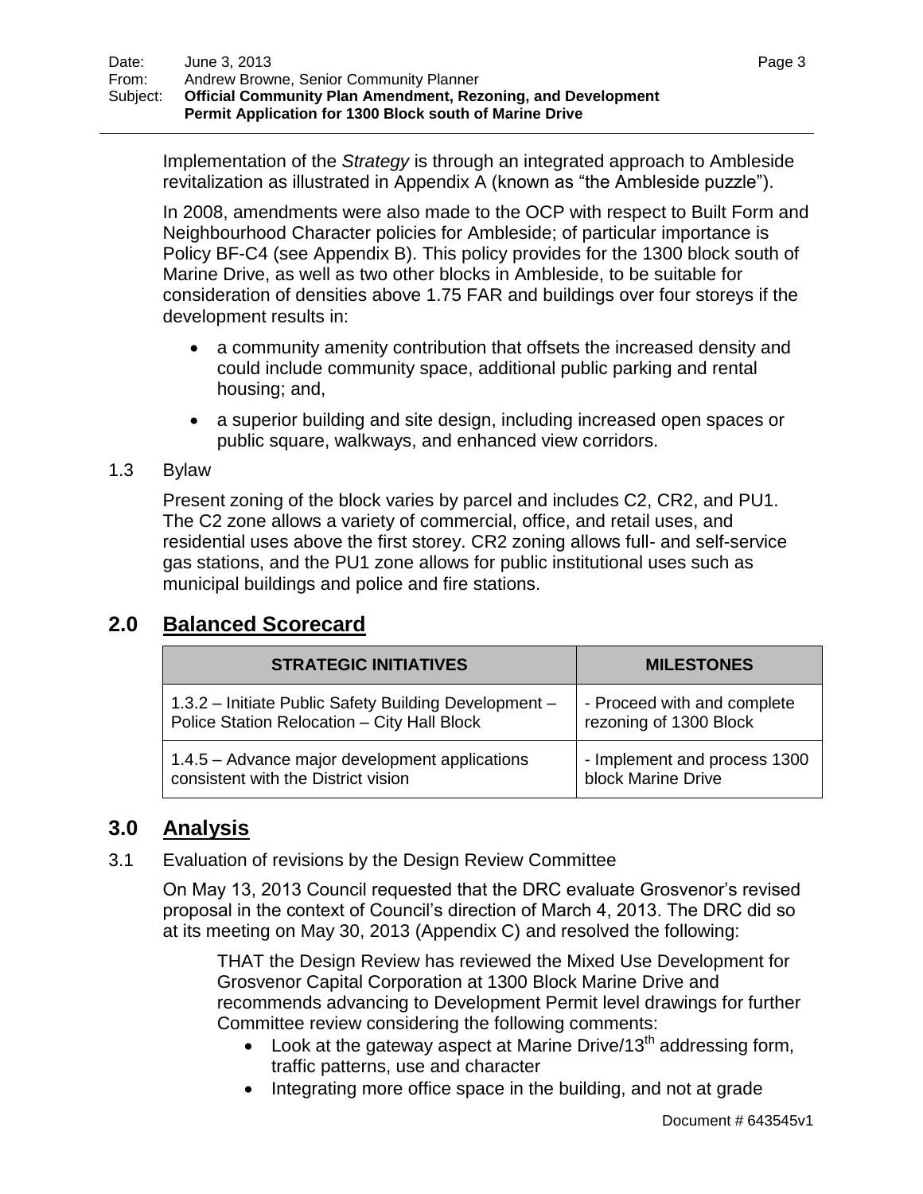Implementation of the *Strategy* is through an integrated approach to Ambleside revitalization as illustrated in Appendix A (known as "the Ambleside puzzle").

In 2008, amendments were also made to the OCP with respect to Built Form and Neighbourhood Character policies for Ambleside; of particular importance is Policy BF-C4 (see Appendix B). This policy provides for the 1300 block south of Marine Drive, as well as two other blocks in Ambleside, to be suitable for consideration of densities above 1.75 FAR and buildings over four storeys if the development results in:

- a community amenity contribution that offsets the increased density and could include community space, additional public parking and rental housing; and,
- a superior building and site design, including increased open spaces or public square, walkways, and enhanced view corridors.

1.3 Bylaw

Present zoning of the block varies by parcel and includes C2, CR2, and PU1. The C2 zone allows a variety of commercial, office, and retail uses, and residential uses above the first storey. CR2 zoning allows full- and self-service gas stations, and the PU1 zone allows for public institutional uses such as municipal buildings and police and fire stations.

## 2.0 Balanced Scorecard

| STRATEGIC INITIATIVES | MILESTONES |
|---|---|
| 1.3.2 – Initiate Public Safety Building Development – Police Station Relocation – City Hall Block | - Proceed with and complete rezoning of 1300 Block |
| 1.4.5 – Advance major development applications consistent with the District vision | - Implement and process 1300 block Marine Drive |

## 3.0 Analysis

3.1 Evaluation of revisions by the Design Review Committee

On May 13, 2013 Council requested that the DRC evaluate Grosvenor's revised proposal in the context of Council's direction of March 4, 2013. The DRC did so at its meeting on May 30, 2013 (Appendix C) and resolved the following:

> THAT the Design Review has reviewed the Mixed Use Development for Grosvenor Capital Corporation at 1300 Block Marine Drive and recommends advancing to Development Permit level drawings for further Committee review considering the following comments:
>
> - Look at the gateway aspect at Marine Drive/13th addressing form, traffic patterns, use and character
> - Integrating more office space in the building, and not at grade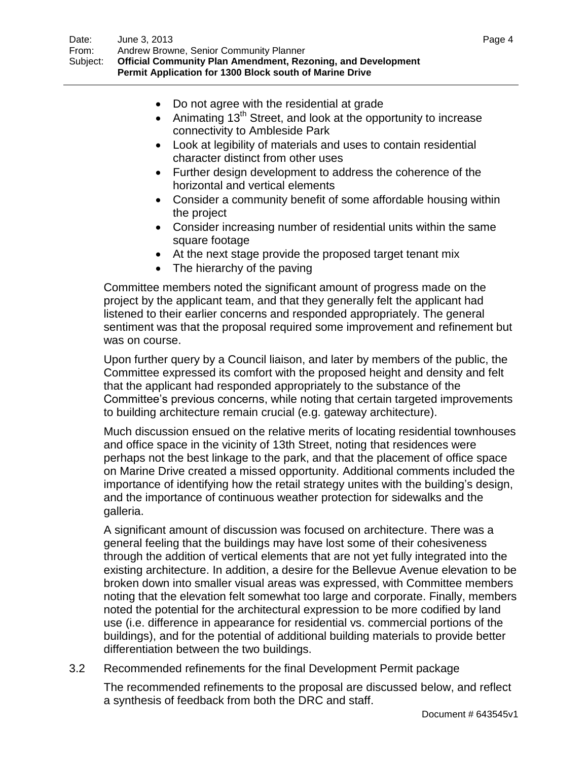- Do not agree with the residential at grade
- Animating 13th Street, and look at the opportunity to increase connectivity to Ambleside Park
- Look at legibility of materials and uses to contain residential character distinct from other uses
- Further design development to address the coherence of the horizontal and vertical elements
- Consider a community benefit of some affordable housing within the project
- Consider increasing number of residential units within the same square footage
- At the next stage provide the proposed target tenant mix
- The hierarchy of the paving

Committee members noted the significant amount of progress made on the project by the applicant team, and that they generally felt the applicant had listened to their earlier concerns and responded appropriately. The general sentiment was that the proposal required some improvement and refinement but was on course.

Upon further query by a Council liaison, and later by members of the public, the Committee expressed its comfort with the proposed height and density and felt that the applicant had responded appropriately to the substance of the Committee's previous concerns, while noting that certain targeted improvements to building architecture remain crucial (e.g. gateway architecture).

Much discussion ensued on the relative merits of locating residential townhouses and office space in the vicinity of 13th Street, noting that residences were perhaps not the best linkage to the park, and that the placement of office space on Marine Drive created a missed opportunity. Additional comments included the importance of identifying how the retail strategy unites with the building's design, and the importance of continuous weather protection for sidewalks and the galleria.

A significant amount of discussion was focused on architecture. There was a general feeling that the buildings may have lost some of their cohesiveness through the addition of vertical elements that are not yet fully integrated into the existing architecture. In addition, a desire for the Bellevue Avenue elevation to be broken down into smaller visual areas was expressed, with Committee members noting that the elevation felt somewhat too large and corporate. Finally, members noted the potential for the architectural expression to be more codified by land use (i.e. difference in appearance for residential vs. commercial portions of the buildings), and for the potential of additional building materials to provide better differentiation between the two buildings.

3.2 Recommended refinements for the final Development Permit package

The recommended refinements to the proposal are discussed below, and reflect a synthesis of feedback from both the DRC and staff.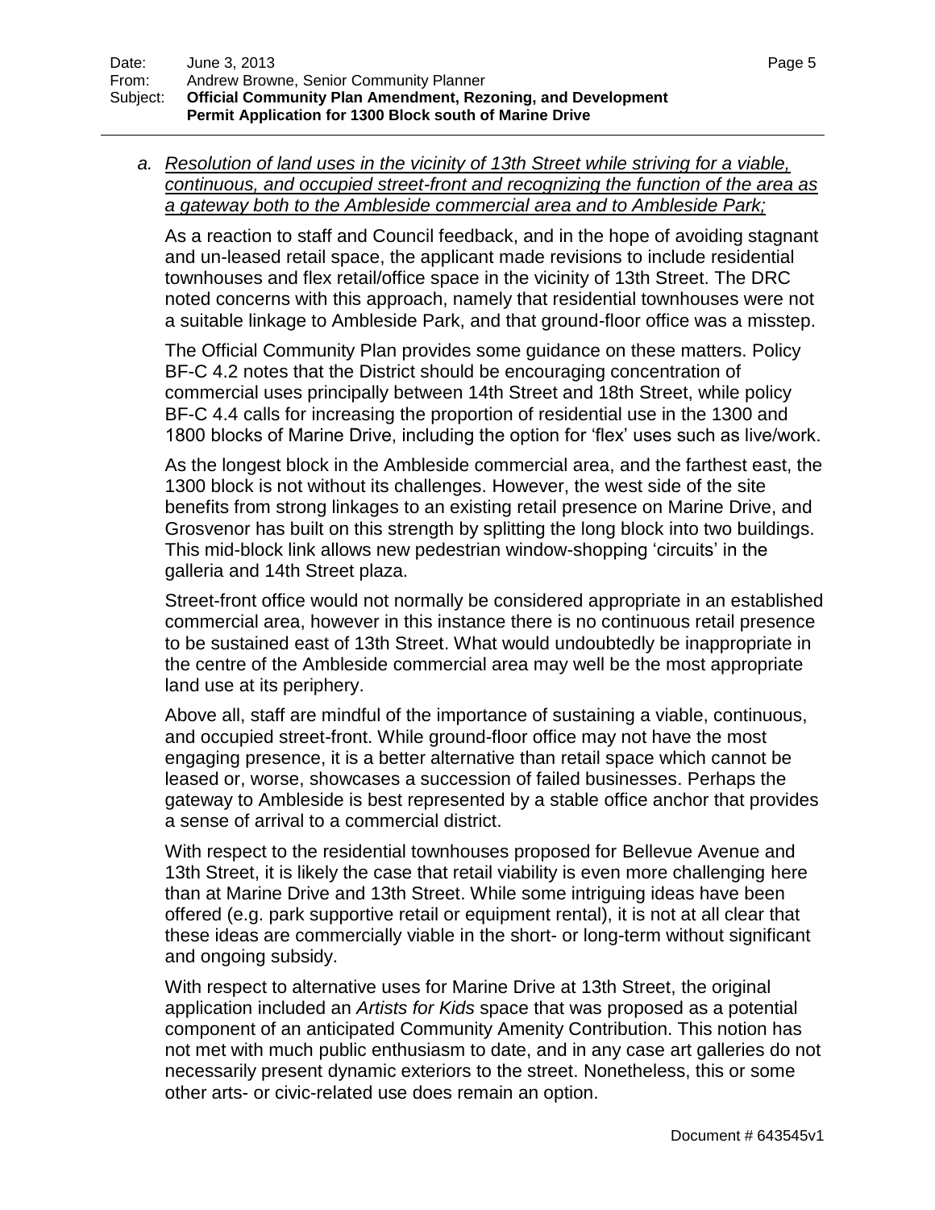*a. Resolution of land uses in the vicinity of 13th Street while striving for a viable, continuous, and occupied street-front and recognizing the function of the area as a gateway both to the Ambleside commercial area and to Ambleside Park;*

As a reaction to staff and Council feedback, and in the hope of avoiding stagnant and un-leased retail space, the applicant made revisions to include residential townhouses and flex retail/office space in the vicinity of 13th Street. The DRC noted concerns with this approach, namely that residential townhouses were not a suitable linkage to Ambleside Park, and that ground-floor office was a misstep.

The Official Community Plan provides some guidance on these matters. Policy BF-C 4.2 notes that the District should be encouraging concentration of commercial uses principally between 14th Street and 18th Street, while policy BF-C 4.4 calls for increasing the proportion of residential use in the 1300 and 1800 blocks of Marine Drive, including the option for 'flex' uses such as live/work.

As the longest block in the Ambleside commercial area, and the farthest east, the 1300 block is not without its challenges. However, the west side of the site benefits from strong linkages to an existing retail presence on Marine Drive, and Grosvenor has built on this strength by splitting the long block into two buildings. This mid-block link allows new pedestrian window-shopping 'circuits' in the galleria and 14th Street plaza.

Street-front office would not normally be considered appropriate in an established commercial area, however in this instance there is no continuous retail presence to be sustained east of 13th Street. What would undoubtedly be inappropriate in the centre of the Ambleside commercial area may well be the most appropriate land use at its periphery.

Above all, staff are mindful of the importance of sustaining a viable, continuous, and occupied street-front. While ground-floor office may not have the most engaging presence, it is a better alternative than retail space which cannot be leased or, worse, showcases a succession of failed businesses. Perhaps the gateway to Ambleside is best represented by a stable office anchor that provides a sense of arrival to a commercial district.

With respect to the residential townhouses proposed for Bellevue Avenue and 13th Street, it is likely the case that retail viability is even more challenging here than at Marine Drive and 13th Street. While some intriguing ideas have been offered (e.g. park supportive retail or equipment rental), it is not at all clear that these ideas are commercially viable in the short- or long-term without significant and ongoing subsidy.

With respect to alternative uses for Marine Drive at 13th Street, the original application included an *Artists for Kids* space that was proposed as a potential component of an anticipated Community Amenity Contribution. This notion has not met with much public enthusiasm to date, and in any case art galleries do not necessarily present dynamic exteriors to the street. Nonetheless, this or some other arts- or civic-related use does remain an option.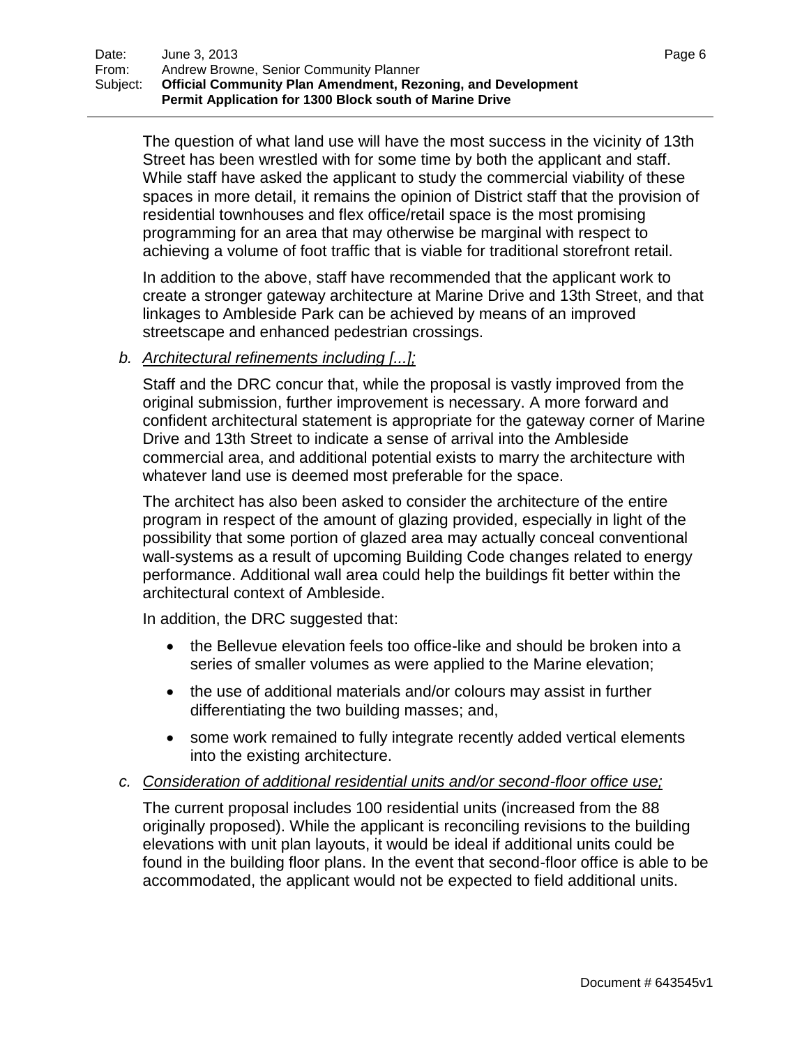The question of what land use will have the most success in the vicinity of 13th Street has been wrestled with for some time by both the applicant and staff. While staff have asked the applicant to study the commercial viability of these spaces in more detail, it remains the opinion of District staff that the provision of residential townhouses and flex office/retail space is the most promising programming for an area that may otherwise be marginal with respect to achieving a volume of foot traffic that is viable for traditional storefront retail.

In addition to the above, staff have recommended that the applicant work to create a stronger gateway architecture at Marine Drive and 13th Street, and that linkages to Ambleside Park can be achieved by means of an improved streetscape and enhanced pedestrian crossings.

*b. Architectural refinements including [...];*

Staff and the DRC concur that, while the proposal is vastly improved from the original submission, further improvement is necessary. A more forward and confident architectural statement is appropriate for the gateway corner of Marine Drive and 13th Street to indicate a sense of arrival into the Ambleside commercial area, and additional potential exists to marry the architecture with whatever land use is deemed most preferable for the space.

The architect has also been asked to consider the architecture of the entire program in respect of the amount of glazing provided, especially in light of the possibility that some portion of glazed area may actually conceal conventional wall-systems as a result of upcoming Building Code changes related to energy performance. Additional wall area could help the buildings fit better within the architectural context of Ambleside.

In addition, the DRC suggested that:

- the Bellevue elevation feels too office-like and should be broken into a series of smaller volumes as were applied to the Marine elevation;
- the use of additional materials and/or colours may assist in further differentiating the two building masses; and,
- some work remained to fully integrate recently added vertical elements into the existing architecture.

*c. Consideration of additional residential units and/or second-floor office use;*

The current proposal includes 100 residential units (increased from the 88 originally proposed). While the applicant is reconciling revisions to the building elevations with unit plan layouts, it would be ideal if additional units could be found in the building floor plans. In the event that second-floor office is able to be accommodated, the applicant would not be expected to field additional units.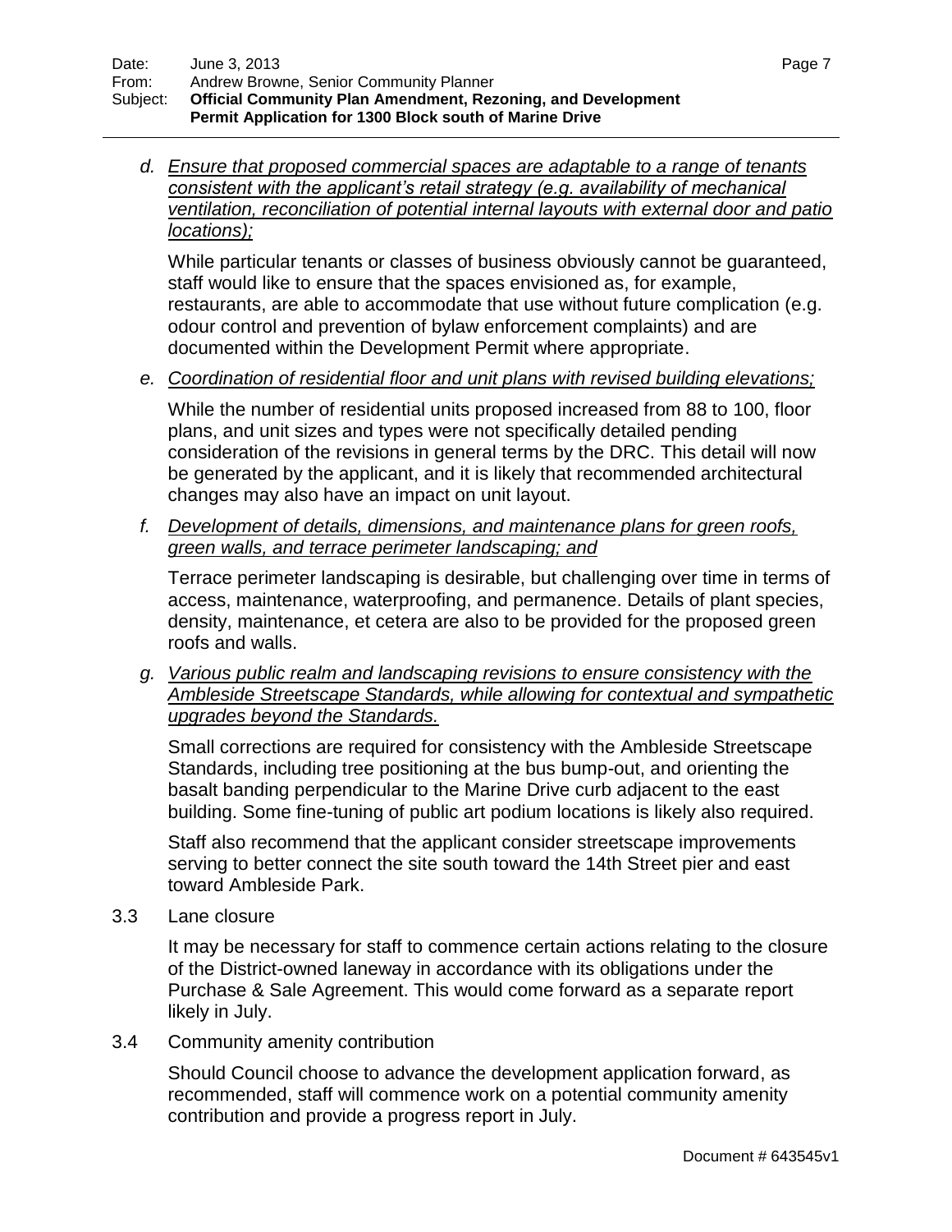*d. Ensure that proposed commercial spaces are adaptable to a range of tenants consistent with the applicant's retail strategy (e.g. availability of mechanical ventilation, reconciliation of potential internal layouts with external door and patio locations);*

While particular tenants or classes of business obviously cannot be guaranteed, staff would like to ensure that the spaces envisioned as, for example, restaurants, are able to accommodate that use without future complication (e.g. odour control and prevention of bylaw enforcement complaints) and are documented within the Development Permit where appropriate.

*e. Coordination of residential floor and unit plans with revised building elevations;*

While the number of residential units proposed increased from 88 to 100, floor plans, and unit sizes and types were not specifically detailed pending consideration of the revisions in general terms by the DRC. This detail will now be generated by the applicant, and it is likely that recommended architectural changes may also have an impact on unit layout.

*f. Development of details, dimensions, and maintenance plans for green roofs, green walls, and terrace perimeter landscaping; and*

Terrace perimeter landscaping is desirable, but challenging over time in terms of access, maintenance, waterproofing, and permanence. Details of plant species, density, maintenance, et cetera are also to be provided for the proposed green roofs and walls.

*g. Various public realm and landscaping revisions to ensure consistency with the Ambleside Streetscape Standards, while allowing for contextual and sympathetic upgrades beyond the Standards.*

Small corrections are required for consistency with the Ambleside Streetscape Standards, including tree positioning at the bus bump-out, and orienting the basalt banding perpendicular to the Marine Drive curb adjacent to the east building. Some fine-tuning of public art podium locations is likely also required.

Staff also recommend that the applicant consider streetscape improvements serving to better connect the site south toward the 14th Street pier and east toward Ambleside Park.

3.3 Lane closure

It may be necessary for staff to commence certain actions relating to the closure of the District-owned laneway in accordance with its obligations under the Purchase & Sale Agreement. This would come forward as a separate report likely in July.

3.4 Community amenity contribution

Should Council choose to advance the development application forward, as recommended, staff will commence work on a potential community amenity contribution and provide a progress report in July.

Document # 643545v1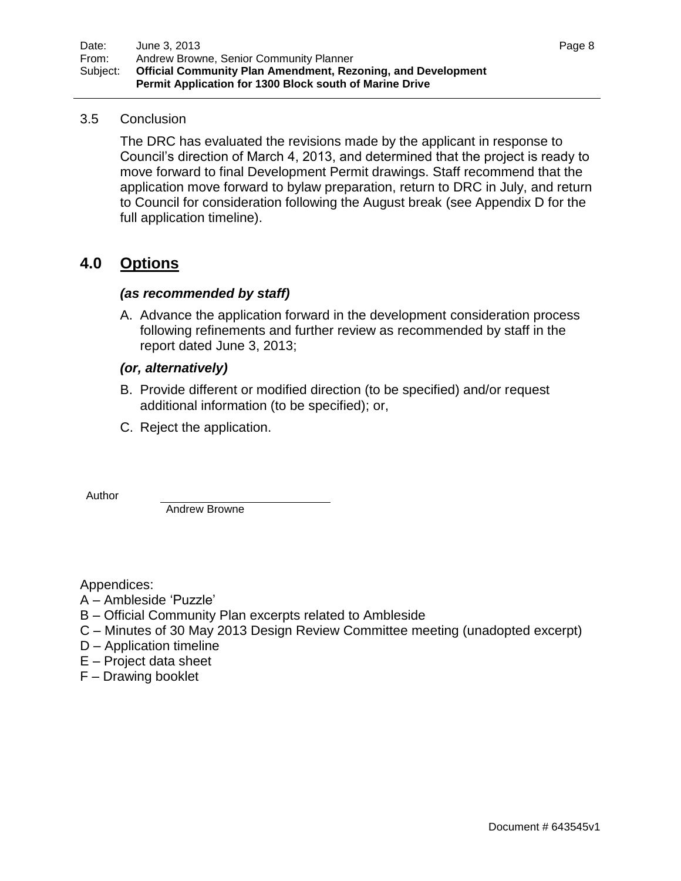3.5 Conclusion

The DRC has evaluated the revisions made by the applicant in response to Council's direction of March 4, 2013, and determined that the project is ready to move forward to final Development Permit drawings. Staff recommend that the application move forward to bylaw preparation, return to DRC in July, and return to Council for consideration following the August break (see Appendix D for the full application timeline).

## 4.0 Options

***(as recommended by staff)***

A. Advance the application forward in the development consideration process following refinements and further review as recommended by staff in the report dated June 3, 2013;

***(or, alternatively)***

B. Provide different or modified direction (to be specified) and/or request additional information (to be specified); or,

C. Reject the application.

Author

Andrew Browne

Appendices:

A – Ambleside 'Puzzle'
B – Official Community Plan excerpts related to Ambleside
C – Minutes of 30 May 2013 Design Review Committee meeting (unadopted excerpt)
D – Application timeline
E – Project data sheet
F – Drawing booklet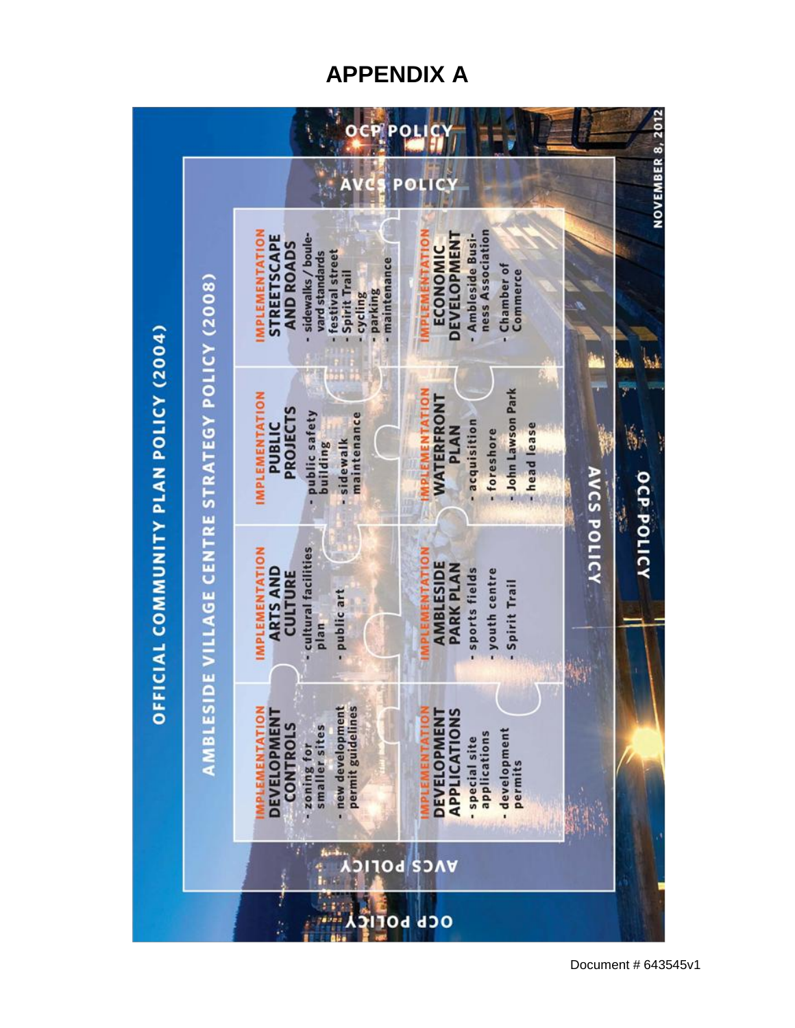# APPENDIX A

## OFFICIAL COMMUNITY PLAN POLICY (2004)

### AMBLESIDE VILLAGE CENTRE STRATEGY POLICY (2008)

**IMPLEMENTATION DEVELOPMENT CONTROLS**
- zoning for smaller sites
- new development permit guidelines

**IMPLEMENTATION ARTS AND CULTURE**
- cultural facilities plan
- public art

**IMPLEMENTATION PUBLIC PROJECTS**
- public safety building
- sidewalk maintenance

**IMPLEMENTATION STREETSCAPE AND ROADS**
- sidewalks / boulevard standards
- festival street
- Spirit Trail
- cycling
- parking
- maintenance

**IMPLEMENTATION DEVELOPMENT APPLICATIONS**
- special site applications
- development permits

**IMPLEMENTATION AMBLESIDE PARK PLAN**
- sports fields
- youth centre
- Spirit Trail

**IMPLEMENTATION WATERFRONT PLAN**
- acquisition
- foreshore
- John Lawson Park
- head lease

**IMPLEMENTATION ECONOMIC DEVELOPMENT**
- Ambleside Business Association
- Chamber of Commerce

AVCS POLICY

OCP POLICY

NOVEMBER 8, 2012

Document # 643545v1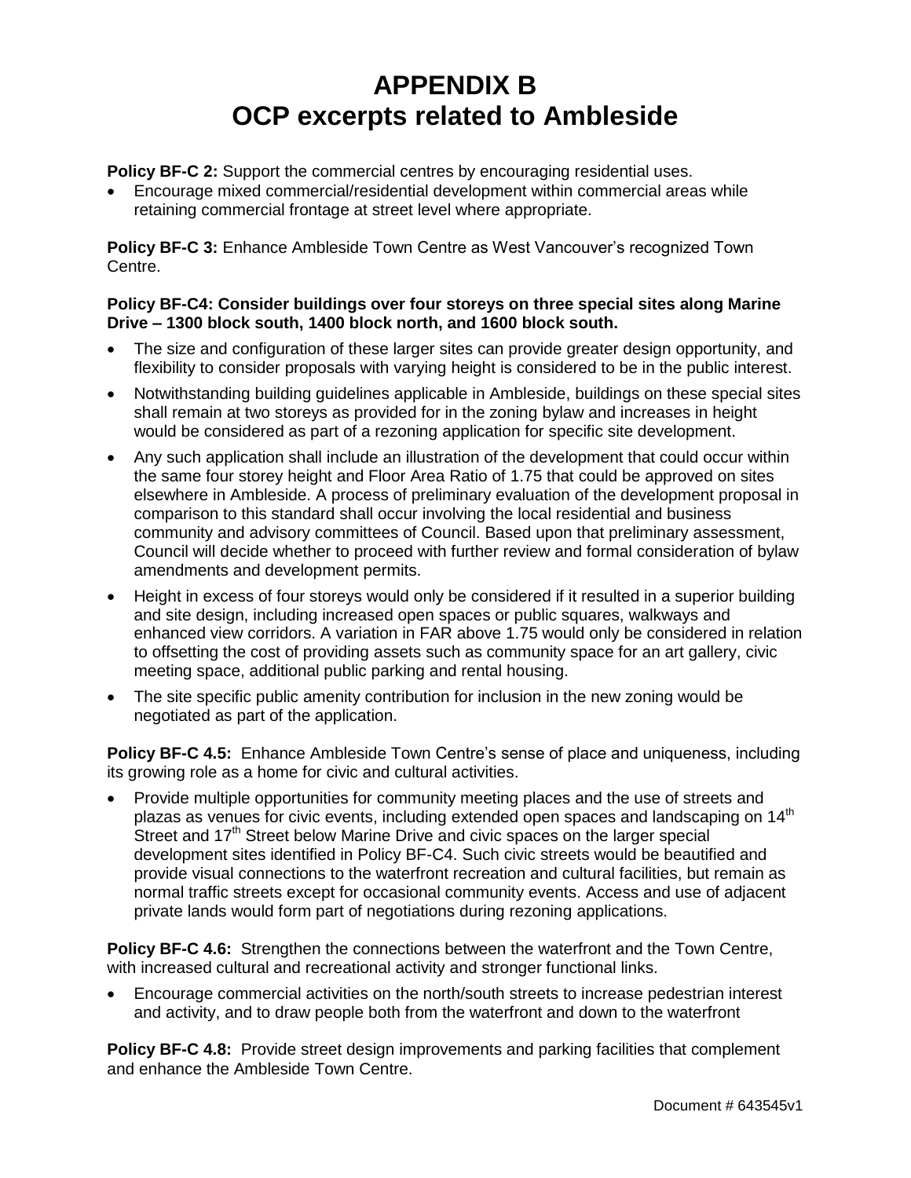# APPENDIX B
# OCP excerpts related to Ambleside

**Policy BF-C 2:** Support the commercial centres by encouraging residential uses.

- Encourage mixed commercial/residential development within commercial areas while retaining commercial frontage at street level where appropriate.

**Policy BF-C 3:** Enhance Ambleside Town Centre as West Vancouver's recognized Town Centre.

**Policy BF-C4: Consider buildings over four storeys on three special sites along Marine Drive – 1300 block south, 1400 block north, and 1600 block south.**

- The size and configuration of these larger sites can provide greater design opportunity, and flexibility to consider proposals with varying height is considered to be in the public interest.
- Notwithstanding building guidelines applicable in Ambleside, buildings on these special sites shall remain at two storeys as provided for in the zoning bylaw and increases in height would be considered as part of a rezoning application for specific site development.
- Any such application shall include an illustration of the development that could occur within the same four storey height and Floor Area Ratio of 1.75 that could be approved on sites elsewhere in Ambleside. A process of preliminary evaluation of the development proposal in comparison to this standard shall occur involving the local residential and business community and advisory committees of Council. Based upon that preliminary assessment, Council will decide whether to proceed with further review and formal consideration of bylaw amendments and development permits.
- Height in excess of four storeys would only be considered if it resulted in a superior building and site design, including increased open spaces or public squares, walkways and enhanced view corridors. A variation in FAR above 1.75 would only be considered in relation to offsetting the cost of providing assets such as community space for an art gallery, civic meeting space, additional public parking and rental housing.
- The site specific public amenity contribution for inclusion in the new zoning would be negotiated as part of the application.

**Policy BF-C 4.5:** Enhance Ambleside Town Centre's sense of place and uniqueness, including its growing role as a home for civic and cultural activities.

- Provide multiple opportunities for community meeting places and the use of streets and plazas as venues for civic events, including extended open spaces and landscaping on 14th Street and 17th Street below Marine Drive and civic spaces on the larger special development sites identified in Policy BF-C4. Such civic streets would be beautified and provide visual connections to the waterfront recreation and cultural facilities, but remain as normal traffic streets except for occasional community events. Access and use of adjacent private lands would form part of negotiations during rezoning applications.

**Policy BF-C 4.6:** Strengthen the connections between the waterfront and the Town Centre, with increased cultural and recreational activity and stronger functional links.

- Encourage commercial activities on the north/south streets to increase pedestrian interest and activity, and to draw people both from the waterfront and down to the waterfront

**Policy BF-C 4.8:** Provide street design improvements and parking facilities that complement and enhance the Ambleside Town Centre.

Document # 643545v1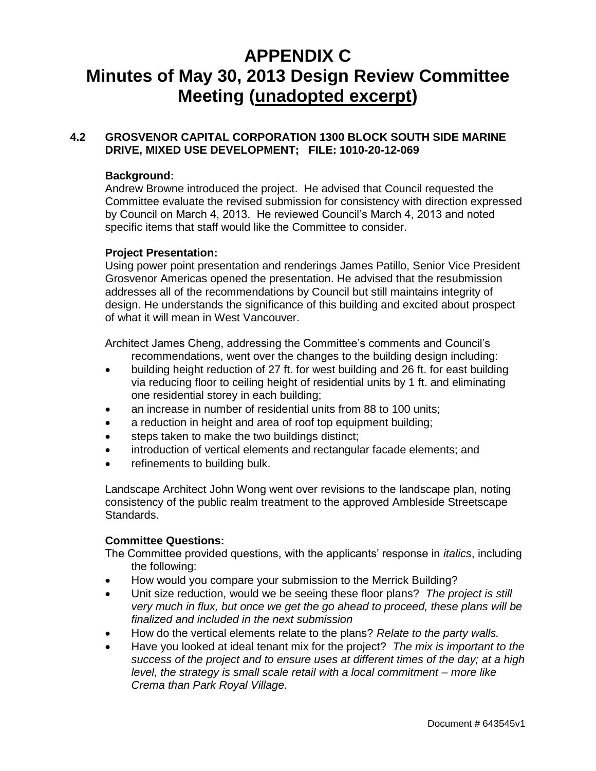# APPENDIX C

# Minutes of May 30, 2013 Design Review Committee Meeting (unadopted excerpt)

### 4.2 GROSVENOR CAPITAL CORPORATION 1300 BLOCK SOUTH SIDE MARINE DRIVE, MIXED USE DEVELOPMENT; FILE: 1010-20-12-069

**Background:**
Andrew Browne introduced the project. He advised that Council requested the Committee evaluate the revised submission for consistency with direction expressed by Council on March 4, 2013. He reviewed Council's March 4, 2013 and noted specific items that staff would like the Committee to consider.

**Project Presentation:**
Using power point presentation and renderings James Patillo, Senior Vice President Grosvenor Americas opened the presentation. He advised that the resubmission addresses all of the recommendations by Council but still maintains integrity of design. He understands the significance of this building and excited about prospect of what it will mean in West Vancouver.

Architect James Cheng, addressing the Committee's comments and Council's recommendations, went over the changes to the building design including:

- building height reduction of 27 ft. for west building and 26 ft. for east building via reducing floor to ceiling height of residential units by 1 ft. and eliminating one residential storey in each building;
- an increase in number of residential units from 88 to 100 units;
- a reduction in height and area of roof top equipment building;
- steps taken to make the two buildings distinct;
- introduction of vertical elements and rectangular facade elements; and
- refinements to building bulk.

Landscape Architect John Wong went over revisions to the landscape plan, noting consistency of the public realm treatment to the approved Ambleside Streetscape Standards.

**Committee Questions:**
The Committee provided questions, with the applicants' response in *italics*, including the following:

- How would you compare your submission to the Merrick Building?
- Unit size reduction, would we be seeing these floor plans? *The project is still very much in flux, but once we get the go ahead to proceed, these plans will be finalized and included in the next submission*
- How do the vertical elements relate to the plans? *Relate to the party walls.*
- Have you looked at ideal tenant mix for the project? *The mix is important to the success of the project and to ensure uses at different times of the day; at a high level, the strategy is small scale retail with a local commitment – more like Crema than Park Royal Village.*

Document # 643545v1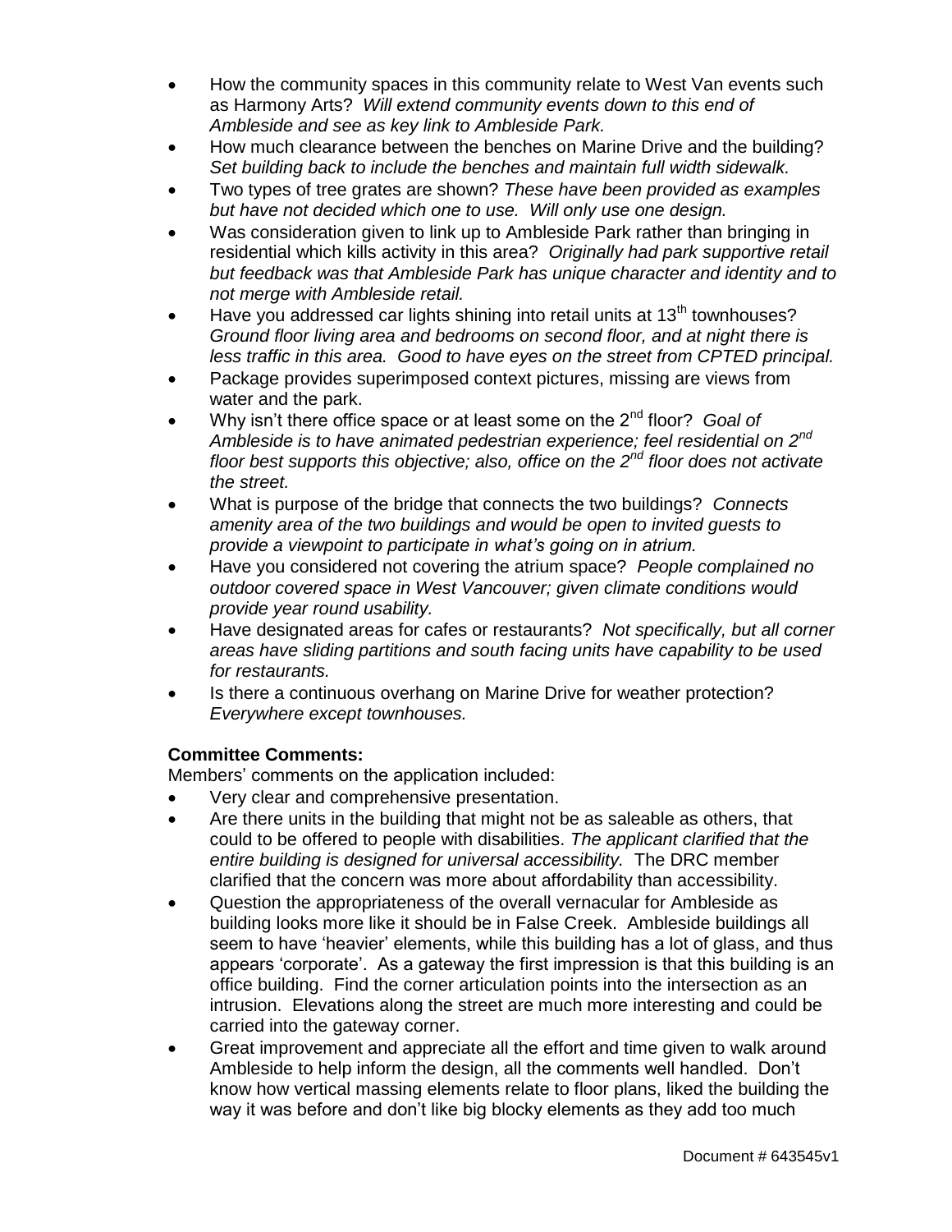- How the community spaces in this community relate to West Van events such as Harmony Arts? *Will extend community events down to this end of Ambleside and see as key link to Ambleside Park.*
- How much clearance between the benches on Marine Drive and the building? *Set building back to include the benches and maintain full width sidewalk.*
- Two types of tree grates are shown? *These have been provided as examples but have not decided which one to use. Will only use one design.*
- Was consideration given to link up to Ambleside Park rather than bringing in residential which kills activity in this area? *Originally had park supportive retail but feedback was that Ambleside Park has unique character and identity and to not merge with Ambleside retail.*
- Have you addressed car lights shining into retail units at 13th townhouses? *Ground floor living area and bedrooms on second floor, and at night there is less traffic in this area. Good to have eyes on the street from CPTED principal.*
- Package provides superimposed context pictures, missing are views from water and the park.
- Why isn't there office space or at least some on the 2nd floor? *Goal of Ambleside is to have animated pedestrian experience; feel residential on 2nd floor best supports this objective; also, office on the 2nd floor does not activate the street.*
- What is purpose of the bridge that connects the two buildings? *Connects amenity area of the two buildings and would be open to invited guests to provide a viewpoint to participate in what's going on in atrium.*
- Have you considered not covering the atrium space? *People complained no outdoor covered space in West Vancouver; given climate conditions would provide year round usability.*
- Have designated areas for cafes or restaurants? *Not specifically, but all corner areas have sliding partitions and south facing units have capability to be used for restaurants.*
- Is there a continuous overhang on Marine Drive for weather protection? *Everywhere except townhouses.*

**Committee Comments:**

Members' comments on the application included:

- Very clear and comprehensive presentation.
- Are there units in the building that might not be as saleable as others, that could to be offered to people with disabilities. *The applicant clarified that the entire building is designed for universal accessibility.* The DRC member clarified that the concern was more about affordability than accessibility.
- Question the appropriateness of the overall vernacular for Ambleside as building looks more like it should be in False Creek. Ambleside buildings all seem to have 'heavier' elements, while this building has a lot of glass, and thus appears 'corporate'. As a gateway the first impression is that this building is an office building. Find the corner articulation points into the intersection as an intrusion. Elevations along the street are much more interesting and could be carried into the gateway corner.
- Great improvement and appreciate all the effort and time given to walk around Ambleside to help inform the design, all the comments well handled. Don't know how vertical massing elements relate to floor plans, liked the building the way it was before and don't like big blocky elements as they add too much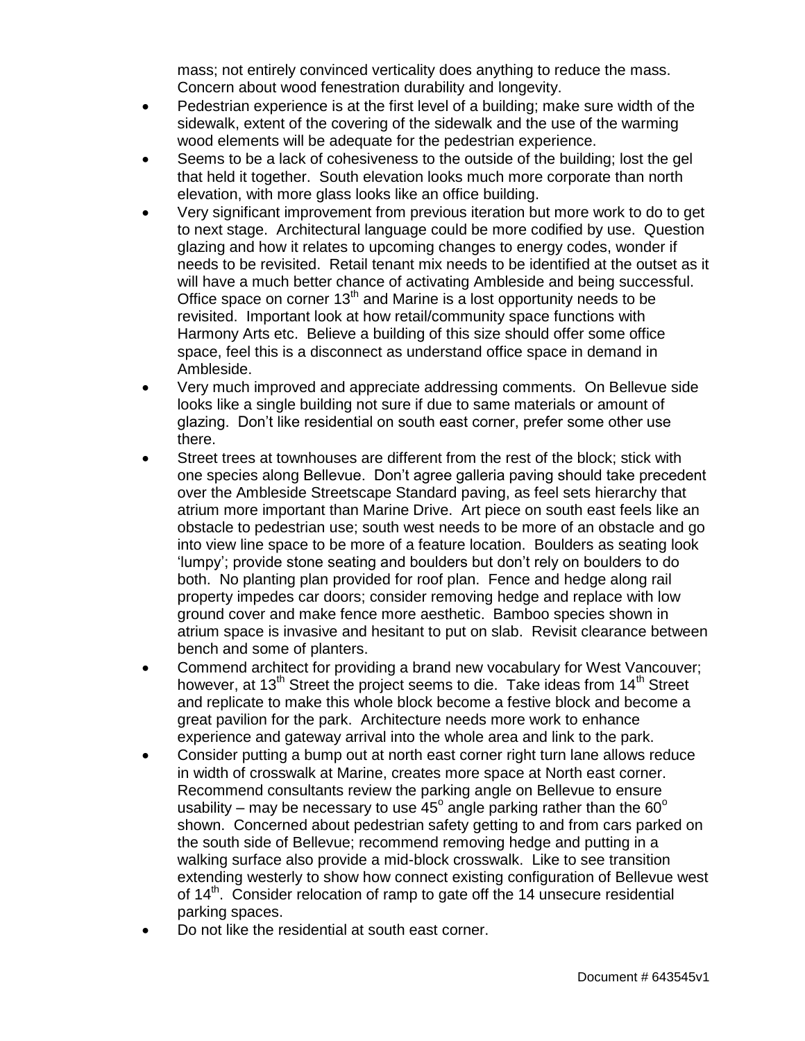mass; not entirely convinced verticality does anything to reduce the mass. Concern about wood fenestration durability and longevity.

- Pedestrian experience is at the first level of a building; make sure width of the sidewalk, extent of the covering of the sidewalk and the use of the warming wood elements will be adequate for the pedestrian experience.
- Seems to be a lack of cohesiveness to the outside of the building; lost the gel that held it together. South elevation looks much more corporate than north elevation, with more glass looks like an office building.
- Very significant improvement from previous iteration but more work to do to get to next stage. Architectural language could be more codified by use. Question glazing and how it relates to upcoming changes to energy codes, wonder if needs to be revisited. Retail tenant mix needs to be identified at the outset as it will have a much better chance of activating Ambleside and being successful. Office space on corner 13th and Marine is a lost opportunity needs to be revisited. Important look at how retail/community space functions with Harmony Arts etc. Believe a building of this size should offer some office space, feel this is a disconnect as understand office space in demand in Ambleside.
- Very much improved and appreciate addressing comments. On Bellevue side looks like a single building not sure if due to same materials or amount of glazing. Don't like residential on south east corner, prefer some other use there.
- Street trees at townhouses are different from the rest of the block; stick with one species along Bellevue. Don't agree galleria paving should take precedent over the Ambleside Streetscape Standard paving, as feel sets hierarchy that atrium more important than Marine Drive. Art piece on south east feels like an obstacle to pedestrian use; south west needs to be more of an obstacle and go into view line space to be more of a feature location. Boulders as seating look 'lumpy'; provide stone seating and boulders but don't rely on boulders to do both. No planting plan provided for roof plan. Fence and hedge along rail property impedes car doors; consider removing hedge and replace with low ground cover and make fence more aesthetic. Bamboo species shown in atrium space is invasive and hesitant to put on slab. Revisit clearance between bench and some of planters.
- Commend architect for providing a brand new vocabulary for West Vancouver; however, at 13th Street the project seems to die. Take ideas from 14th Street and replicate to make this whole block become a festive block and become a great pavilion for the park. Architecture needs more work to enhance experience and gateway arrival into the whole area and link to the park.
- Consider putting a bump out at north east corner right turn lane allows reduce in width of crosswalk at Marine, creates more space at North east corner. Recommend consultants review the parking angle on Bellevue to ensure usability – may be necessary to use 45° angle parking rather than the 60° shown. Concerned about pedestrian safety getting to and from cars parked on the south side of Bellevue; recommend removing hedge and putting in a walking surface also provide a mid-block crosswalk. Like to see transition extending westerly to show how connect existing configuration of Bellevue west of 14th. Consider relocation of ramp to gate off the 14 unsecure residential parking spaces.
- Do not like the residential at south east corner.

Document # 643545v1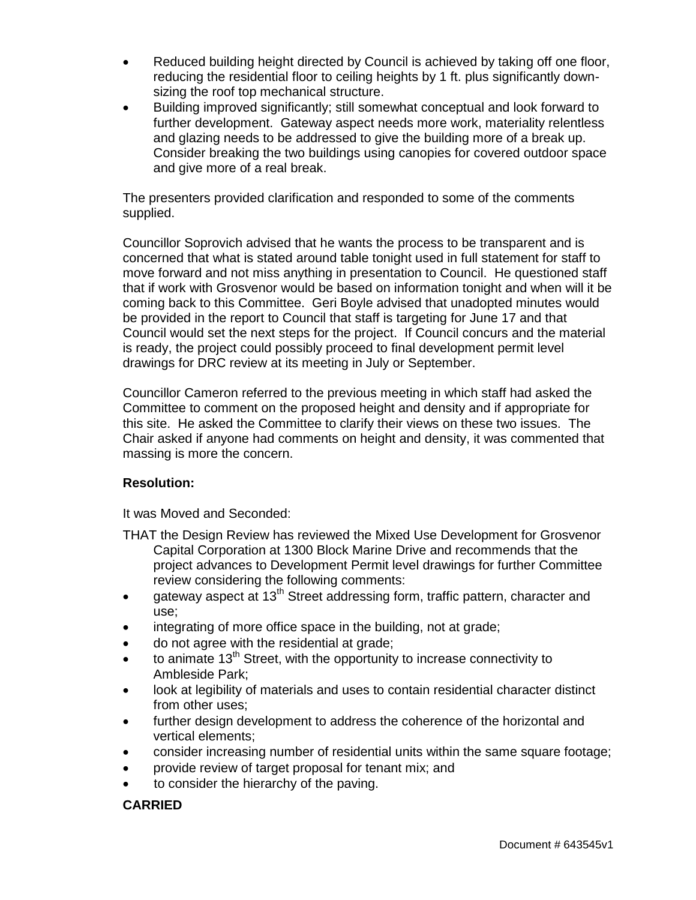- Reduced building height directed by Council is achieved by taking off one floor, reducing the residential floor to ceiling heights by 1 ft. plus significantly down-sizing the roof top mechanical structure.
- Building improved significantly; still somewhat conceptual and look forward to further development. Gateway aspect needs more work, materiality relentless and glazing needs to be addressed to give the building more of a break up. Consider breaking the two buildings using canopies for covered outdoor space and give more of a real break.

The presenters provided clarification and responded to some of the comments supplied.

Councillor Soprovich advised that he wants the process to be transparent and is concerned that what is stated around table tonight used in full statement for staff to move forward and not miss anything in presentation to Council. He questioned staff that if work with Grosvenor would be based on information tonight and when will it be coming back to this Committee. Geri Boyle advised that unadopted minutes would be provided in the report to Council that staff is targeting for June 17 and that Council would set the next steps for the project. If Council concurs and the material is ready, the project could possibly proceed to final development permit level drawings for DRC review at its meeting in July or September.

Councillor Cameron referred to the previous meeting in which staff had asked the Committee to comment on the proposed height and density and if appropriate for this site. He asked the Committee to clarify their views on these two issues. The Chair asked if anyone had comments on height and density, it was commented that massing is more the concern.

**Resolution:**

It was Moved and Seconded:

THAT the Design Review has reviewed the Mixed Use Development for Grosvenor Capital Corporation at 1300 Block Marine Drive and recommends that the project advances to Development Permit level drawings for further Committee review considering the following comments:

- gateway aspect at 13th Street addressing form, traffic pattern, character and use;
- integrating of more office space in the building, not at grade;
- do not agree with the residential at grade;
- to animate 13th Street, with the opportunity to increase connectivity to Ambleside Park;
- look at legibility of materials and uses to contain residential character distinct from other uses;
- further design development to address the coherence of the horizontal and vertical elements;
- consider increasing number of residential units within the same square footage;
- provide review of target proposal for tenant mix; and
- to consider the hierarchy of the paving.

**CARRIED**

Document # 643545v1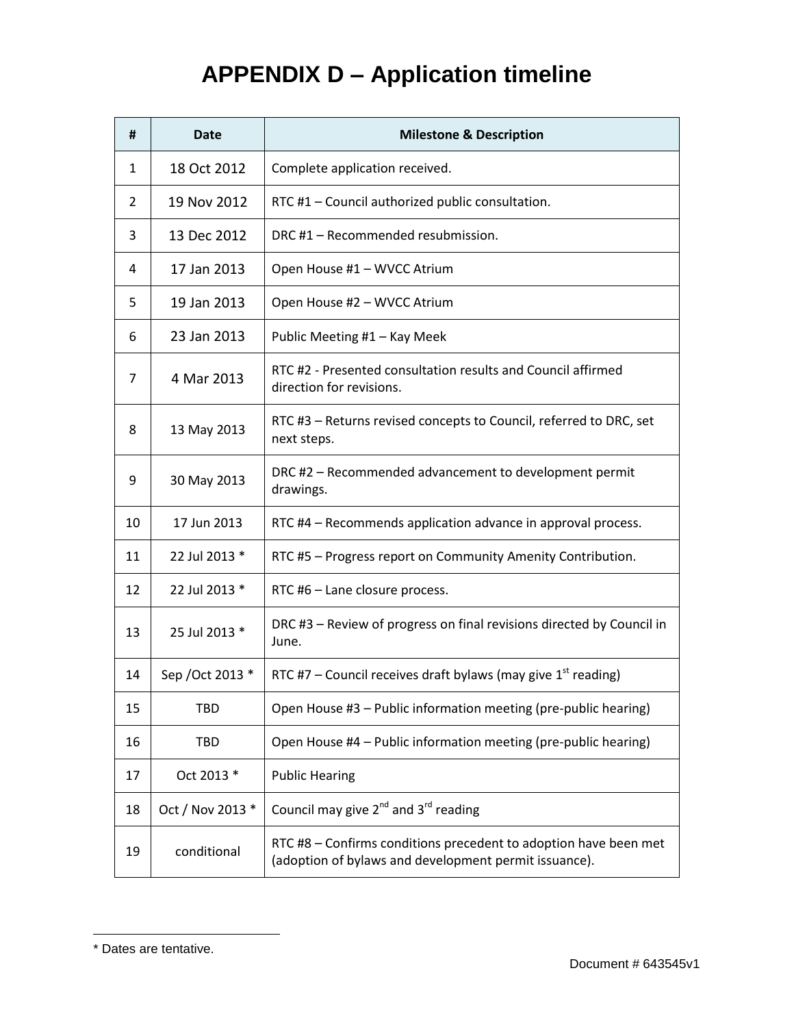# APPENDIX D – Application timeline

| # | Date | Milestone & Description |
|---|---|---|
| 1 | 18 Oct 2012 | Complete application received. |
| 2 | 19 Nov 2012 | RTC #1 – Council authorized public consultation. |
| 3 | 13 Dec 2012 | DRC #1 – Recommended resubmission. |
| 4 | 17 Jan 2013 | Open House #1 – WVCC Atrium |
| 5 | 19 Jan 2013 | Open House #2 – WVCC Atrium |
| 6 | 23 Jan 2013 | Public Meeting #1 – Kay Meek |
| 7 | 4 Mar 2013 | RTC #2 - Presented consultation results and Council affirmed direction for revisions. |
| 8 | 13 May 2013 | RTC #3 – Returns revised concepts to Council, referred to DRC, set next steps. |
| 9 | 30 May 2013 | DRC #2 – Recommended advancement to development permit drawings. |
| 10 | 17 Jun 2013 | RTC #4 – Recommends application advance in approval process. |
| 11 | 22 Jul 2013 * | RTC #5 – Progress report on Community Amenity Contribution. |
| 12 | 22 Jul 2013 * | RTC #6 – Lane closure process. |
| 13 | 25 Jul 2013 * | DRC #3 – Review of progress on final revisions directed by Council in June. |
| 14 | Sep /Oct 2013 * | RTC #7 – Council receives draft bylaws (may give 1st reading) |
| 15 | TBD | Open House #3 – Public information meeting (pre-public hearing) |
| 16 | TBD | Open House #4 – Public information meeting (pre-public hearing) |
| 17 | Oct 2013 * | Public Hearing |
| 18 | Oct / Nov 2013 * | Council may give 2nd and 3rd reading |
| 19 | conditional | RTC #8 – Confirms conditions precedent to adoption have been met (adoption of bylaws and development permit issuance). |

* Dates are tentative.

Document # 643545v1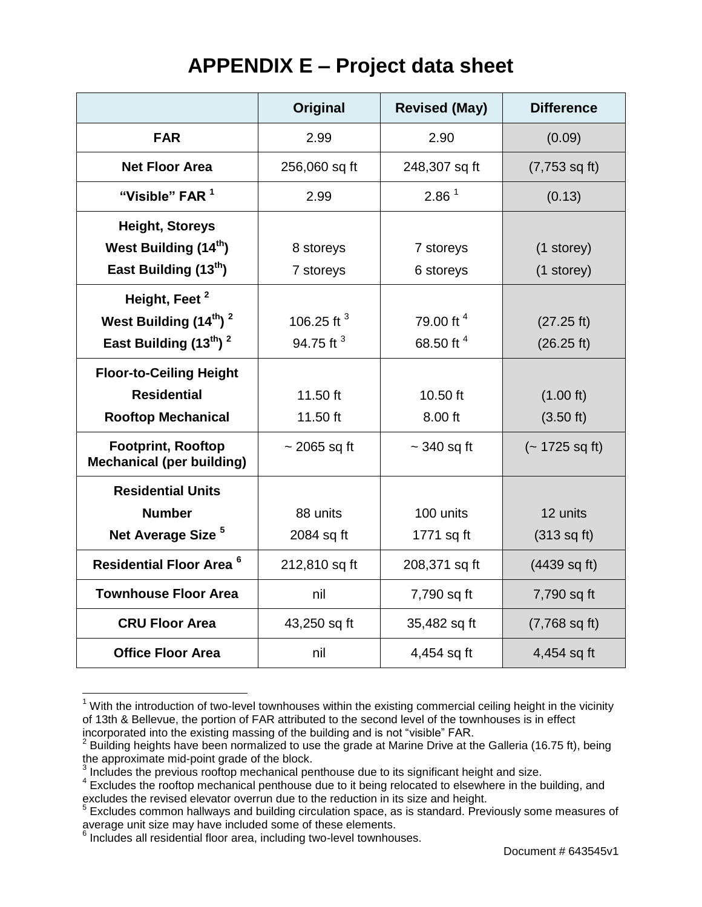# APPENDIX E – Project data sheet

| | Original | Revised (May) | Difference |
|---|---|---|---|
| **FAR** | 2.99 | 2.90 | (0.09) |
| **Net Floor Area** | 256,060 sq ft | 248,307 sq ft | (7,753 sq ft) |
| **“Visible” FAR** [1] | 2.99 | 2.86 [1] | (0.13) |
| **Height, Storeys**<br>**West Building (14th)**<br>**East Building (13th)** | <br>8 storeys<br>7 storeys | <br>7 storeys<br>6 storeys | <br>(1 storey)<br>(1 storey) |
| **Height, Feet** [2]<br>**West Building (14th)** [2]<br>**East Building (13th)** [2] | <br>106.25 ft [3]<br>94.75 ft [3] | <br>79.00 ft [4]<br>68.50 ft [4] | <br>(27.25 ft)<br>(26.25 ft) |
| **Floor-to-Ceiling Height**<br>**Residential**<br>**Rooftop Mechanical** | <br>11.50 ft<br>11.50 ft | <br>10.50 ft<br>8.00 ft | <br>(1.00 ft)<br>(3.50 ft) |
| **Footprint, Rooftop Mechanical (per building)** | ~ 2065 sq ft | ~ 340 sq ft | (~ 1725 sq ft) |
| **Residential Units**<br>**Number**<br>**Net Average Size** [5] | <br>88 units<br>2084 sq ft | <br>100 units<br>1771 sq ft | <br>12 units<br>(313 sq ft) |
| **Residential Floor Area** [6] | 212,810 sq ft | 208,371 sq ft | (4439 sq ft) |
| **Townhouse Floor Area** | nil | 7,790 sq ft | 7,790 sq ft |
| **CRU Floor Area** | 43,250 sq ft | 35,482 sq ft | (7,768 sq ft) |
| **Office Floor Area** | nil | 4,454 sq ft | 4,454 sq ft |

[1] With the introduction of two-level townhouses within the existing commercial ceiling height in the vicinity of 13th & Bellevue, the portion of FAR attributed to the second level of the townhouses is in effect incorporated into the existing massing of the building and is not “visible” FAR.

[2] Building heights have been normalized to use the grade at Marine Drive at the Galleria (16.75 ft), being the approximate mid-point grade of the block.

[3] Includes the previous rooftop mechanical penthouse due to its significant height and size.

[4] Excludes the rooftop mechanical penthouse due to it being relocated to elsewhere in the building, and excludes the revised elevator overrun due to the reduction in its size and height.

[5] Excludes common hallways and building circulation space, as is standard. Previously some measures of average unit size may have included some of these elements.

[6] Includes all residential floor area, including two-level townhouses.

Document # 643545v1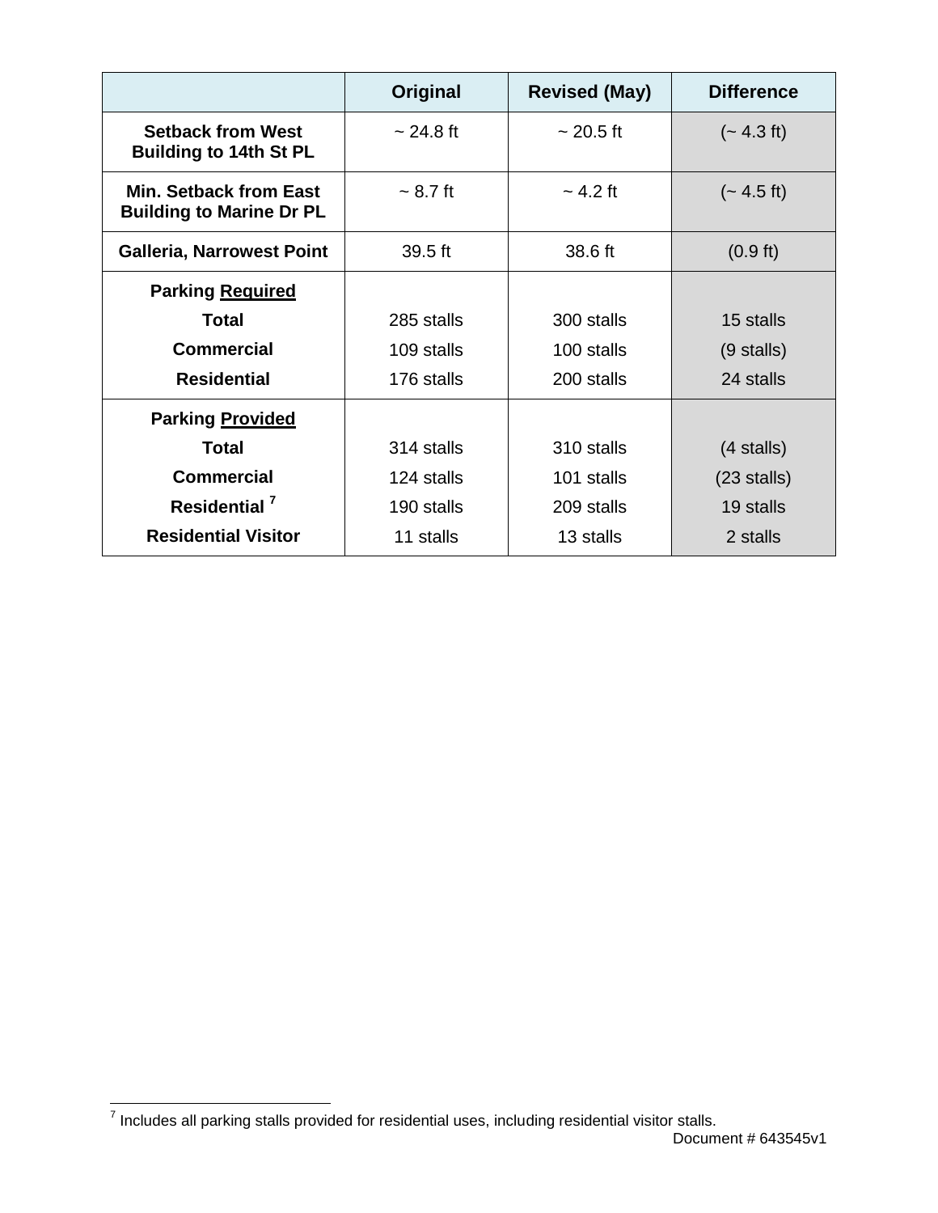| | Original | Revised (May) | Difference |
|---|---|---|---|
| **Setback from West Building to 14th St PL** | ~ 24.8 ft | ~ 20.5 ft | (~ 4.3 ft) |
| **Min. Setback from East Building to Marine Dr PL** | ~ 8.7 ft | ~ 4.2 ft | (~ 4.5 ft) |
| **Galleria, Narrowest Point** | 39.5 ft | 38.6 ft | (0.9 ft) |
| **Parking <u>Required</u>** | | | |
| **Total** | 285 stalls | 300 stalls | 15 stalls |
| **Commercial** | 109 stalls | 100 stalls | (9 stalls) |
| **Residential** | 176 stalls | 200 stalls | 24 stalls |
| **Parking <u>Provided</u>** | | | |
| **Total** | 314 stalls | 310 stalls | (4 stalls) |
| **Commercial** | 124 stalls | 101 stalls | (23 stalls) |
| **Residential [7]** | 190 stalls | 209 stalls | 19 stalls |
| **Residential Visitor** | 11 stalls | 13 stalls | 2 stalls |

[7] Includes all parking stalls provided for residential uses, including residential visitor stalls.

Document # 643545v1